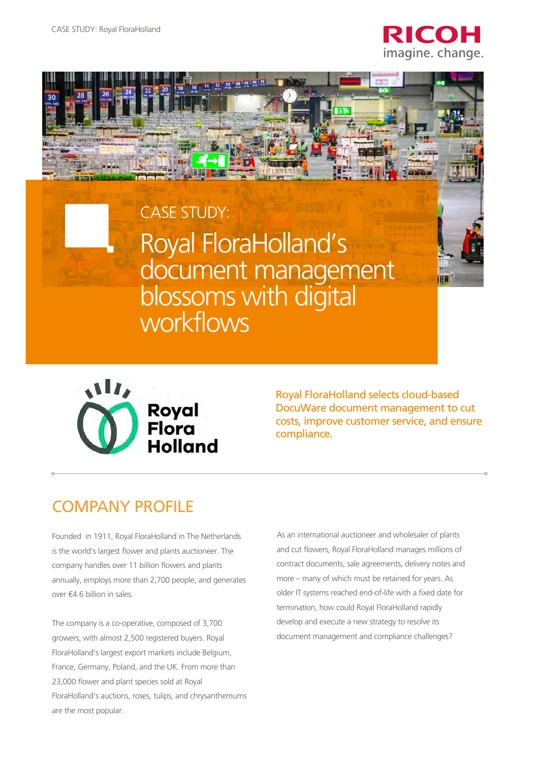CASE STUDY:

# Royal FloraHolland's document management blossoms with digital workflows

Royal FloraHolland selects cloud-based DocuWare document management to cut costs, improve customer service, and ensure compliance.

## COMPANY PROFILE

Founded in 1911, Royal FloraHolland in The Netherlands is the world's largest flower and plants auctioneer. The company handles over 11 billion flowers and plants annually, employs more than 2,700 people, and generates over €4.6 billion in sales.

The company is a co-operative, composed of 3,700 growers, with almost 2,500 registered buyers. Royal FloraHolland's largest export markets include Belgium, France, Germany, Poland, and the UK. From more than 23,000 flower and plant species sold at Royal FloraHolland's auctions, roses, tulips, and chrysanthemums are the most popular.

As an international auctioneer and wholesaler of plants and cut flowers, Royal FloraHolland manages millions of contract documents, sale agreements, delivery notes and more – many of which must be retained for years. As older IT systems reached end-of-life with a fixed date for termination, how could Royal FloraHolland rapidly develop and execute a new strategy to resolve its document management and compliance challenges?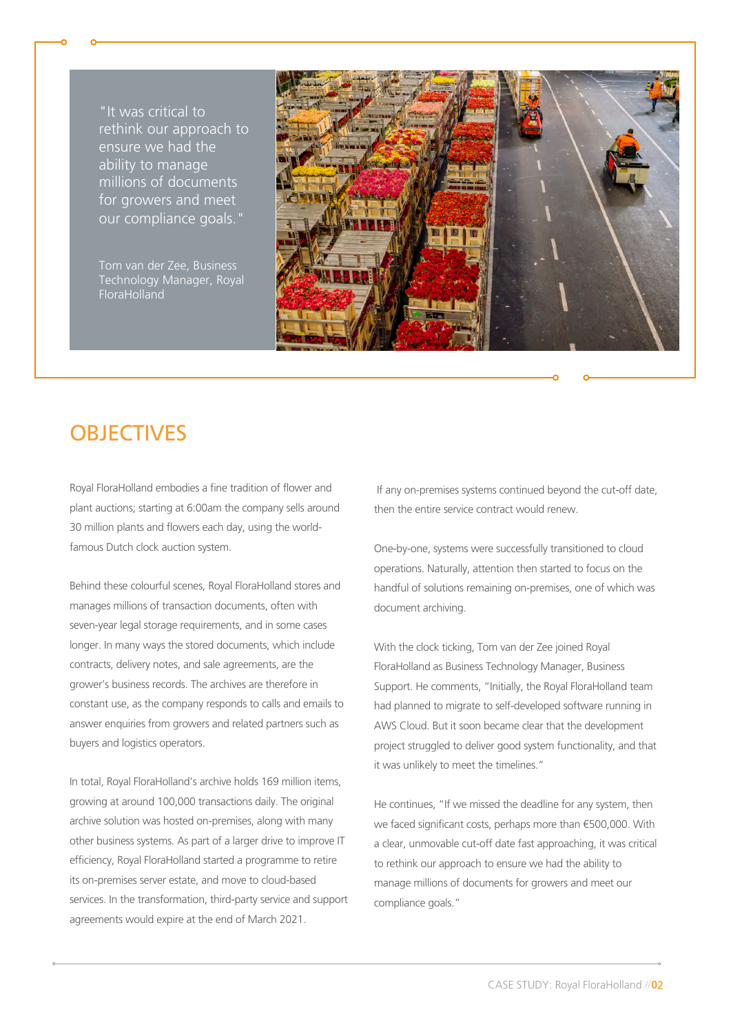> "It was critical to rethink our approach to ensure we had the ability to manage millions of documents for growers and meet our compliance goals."
>
> Tom van der Zee, Business Technology Manager, Royal FloraHolland

## OBJECTIVES

Royal FloraHolland embodies a fine tradition of flower and plant auctions; starting at 6:00am the company sells around 30 million plants and flowers each day, using the world-famous Dutch clock auction system.

Behind these colourful scenes, Royal FloraHolland stores and manages millions of transaction documents, often with seven-year legal storage requirements, and in some cases longer. In many ways the stored documents, which include contracts, delivery notes, and sale agreements, are the grower's business records. The archives are therefore in constant use, as the company responds to calls and emails to answer enquiries from growers and related partners such as buyers and logistics operators.

In total, Royal FloraHolland's archive holds 169 million items, growing at around 100,000 transactions daily. The original archive solution was hosted on-premises, along with many other business systems. As part of a larger drive to improve IT efficiency, Royal FloraHolland started a programme to retire its on-premises server estate, and move to cloud-based services. In the transformation, third-party service and support agreements would expire at the end of March 2021.

If any on-premises systems continued beyond the cut-off date, then the entire service contract would renew.

One-by-one, systems were successfully transitioned to cloud operations. Naturally, attention then started to focus on the handful of solutions remaining on-premises, one of which was document archiving.

With the clock ticking, Tom van der Zee joined Royal FloraHolland as Business Technology Manager, Business Support. He comments, "Initially, the Royal FloraHolland team had planned to migrate to self-developed software running in AWS Cloud. But it soon became clear that the development project struggled to deliver good system functionality, and that it was unlikely to meet the timelines."

He continues, "If we missed the deadline for any system, then we faced significant costs, perhaps more than €500,000. With a clear, unmovable cut-off date fast approaching, it was critical to rethink our approach to ensure we had the ability to manage millions of documents for growers and meet our compliance goals."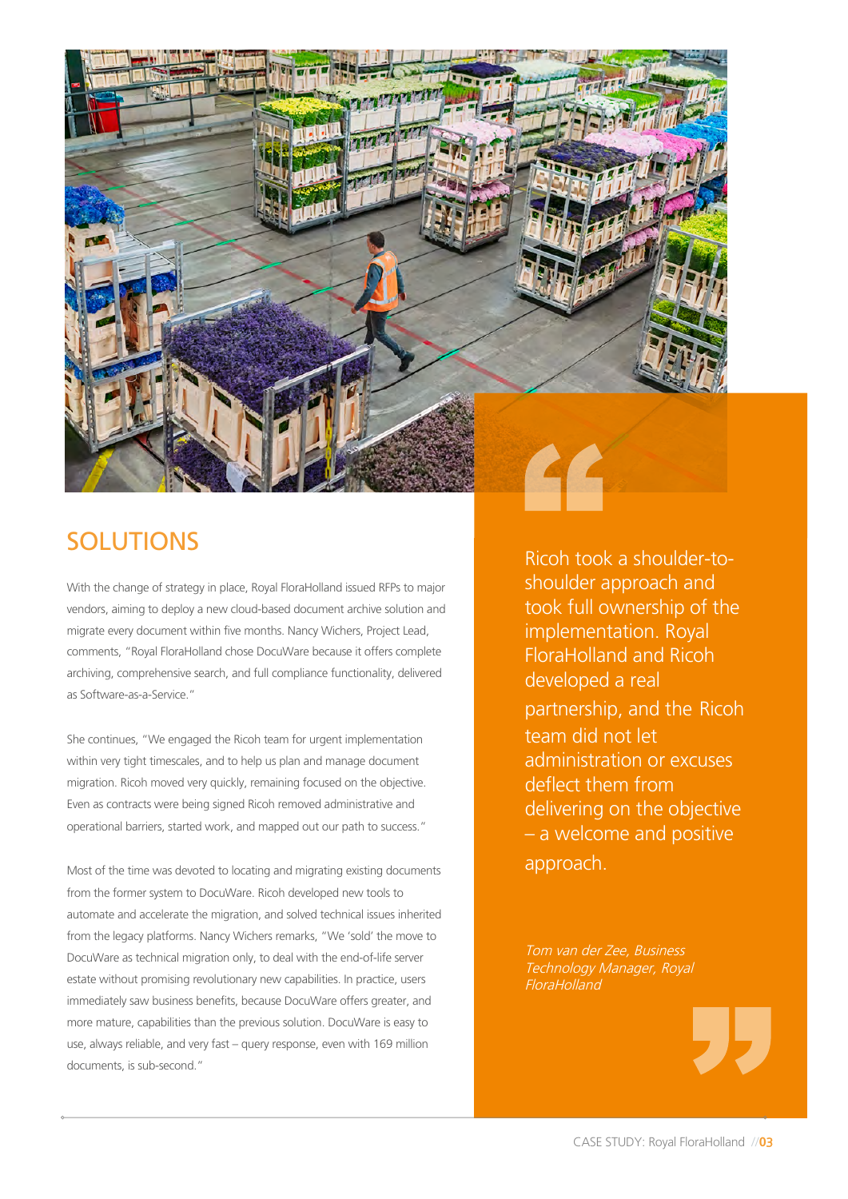## SOLUTIONS

With the change of strategy in place, Royal FloraHolland issued RFPs to major vendors, aiming to deploy a new cloud-based document archive solution and migrate every document within five months. Nancy Wichers, Project Lead, comments, "Royal FloraHolland chose DocuWare because it offers complete archiving, comprehensive search, and full compliance functionality, delivered as Software-as-a-Service."

She continues, "We engaged the Ricoh team for urgent implementation within very tight timescales, and to help us plan and manage document migration. Ricoh moved very quickly, remaining focused on the objective. Even as contracts were being signed Ricoh removed administrative and operational barriers, started work, and mapped out our path to success."

Most of the time was devoted to locating and migrating existing documents from the former system to DocuWare. Ricoh developed new tools to automate and accelerate the migration, and solved technical issues inherited from the legacy platforms. Nancy Wichers remarks, "We 'sold' the move to DocuWare as technical migration only, to deal with the end-of-life server estate without promising revolutionary new capabilities. In practice, users immediately saw business benefits, because DocuWare offers greater, and more mature, capabilities than the previous solution. DocuWare is easy to use, always reliable, and very fast – query response, even with 169 million documents, is sub-second."

> "Ricoh took a shoulder-to-shoulder approach and took full ownership of the implementation. Royal FloraHolland and Ricoh developed a real partnership, and the Ricoh team did not let administration or excuses deflect them from delivering on the objective – a welcome and positive approach."
>
> *Tom van der Zee, Business Technology Manager, Royal FloraHolland*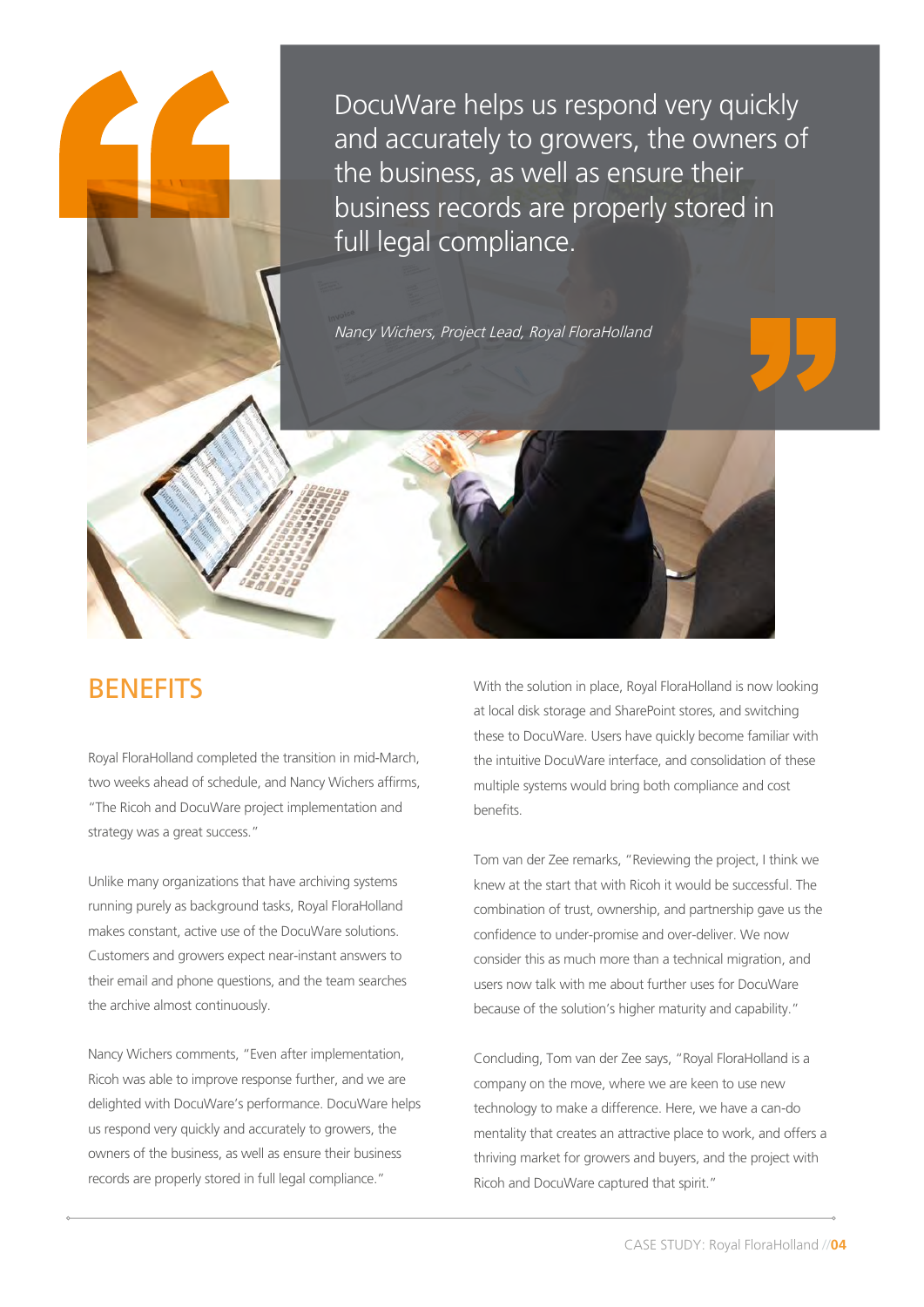> DocuWare helps us respond very quickly and accurately to growers, the owners of the business, as well as ensure their business records are properly stored in full legal compliance.
>
> *Nancy Wichers, Project Lead, Royal FloraHolland*

## BENEFITS

Royal FloraHolland completed the transition in mid-March, two weeks ahead of schedule, and Nancy Wichers affirms, "The Ricoh and DocuWare project implementation and strategy was a great success."

Unlike many organizations that have archiving systems running purely as background tasks, Royal FloraHolland makes constant, active use of the DocuWare solutions. Customers and growers expect near-instant answers to their email and phone questions, and the team searches the archive almost continuously.

Nancy Wichers comments, "Even after implementation, Ricoh was able to improve response further, and we are delighted with DocuWare's performance. DocuWare helps us respond very quickly and accurately to growers, the owners of the business, as well as ensure their business records are properly stored in full legal compliance."

With the solution in place, Royal FloraHolland is now looking at local disk storage and SharePoint stores, and switching these to DocuWare. Users have quickly become familiar with the intuitive DocuWare interface, and consolidation of these multiple systems would bring both compliance and cost benefits.

Tom van der Zee remarks, "Reviewing the project, I think we knew at the start that with Ricoh it would be successful. The combination of trust, ownership, and partnership gave us the confidence to under-promise and over-deliver. We now consider this as much more than a technical migration, and users now talk with me about further uses for DocuWare because of the solution's higher maturity and capability."

Concluding, Tom van der Zee says, "Royal FloraHolland is a company on the move, where we are keen to use new technology to make a difference. Here, we have a can-do mentality that creates an attractive place to work, and offers a thriving market for growers and buyers, and the project with Ricoh and DocuWare captured that spirit."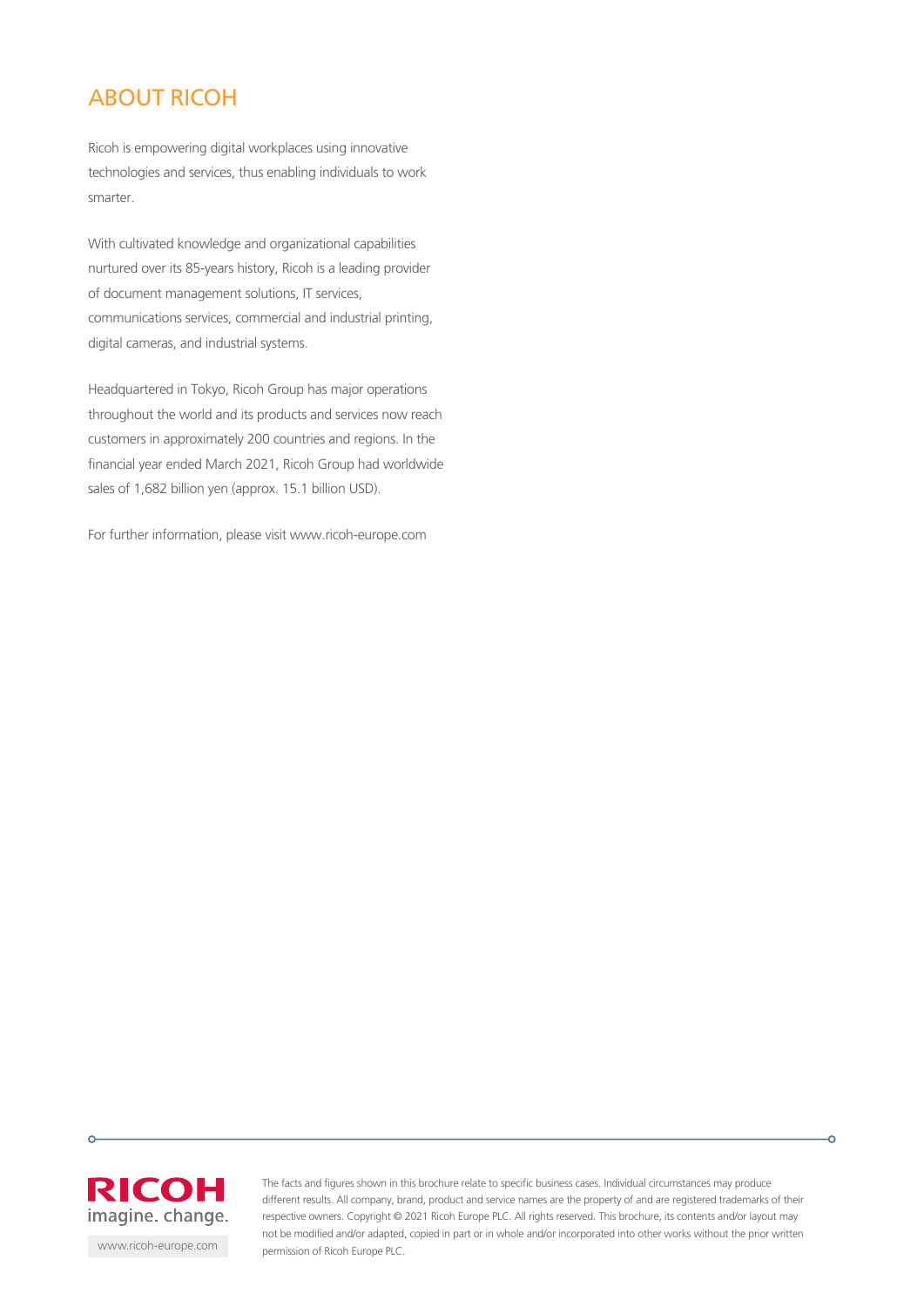# ABOUT RICOH

Ricoh is empowering digital workplaces using innovative technologies and services, thus enabling individuals to work smarter.

With cultivated knowledge and organizational capabilities nurtured over its 85-years history, Ricoh is a leading provider of document management solutions, IT services, communications services, commercial and industrial printing, digital cameras, and industrial systems.

Headquartered in Tokyo, Ricoh Group has major operations throughout the world and its products and services now reach customers in approximately 200 countries and regions. In the financial year ended March 2021, Ricoh Group had worldwide sales of 1,682 billion yen (approx. 15.1 billion USD).

For further information, please visit www.ricoh-europe.com

RICOH
imagine. change.

www.ricoh-europe.com

The facts and figures shown in this brochure relate to specific business cases. Individual circumstances may produce different results. All company, brand, product and service names are the property of and are registered trademarks of their respective owners. Copyright © 2021 Ricoh Europe PLC. All rights reserved. This brochure, its contents and/or layout may not be modified and/or adapted, copied in part or in whole and/or incorporated into other works without the prior written permission of Ricoh Europe PLC.